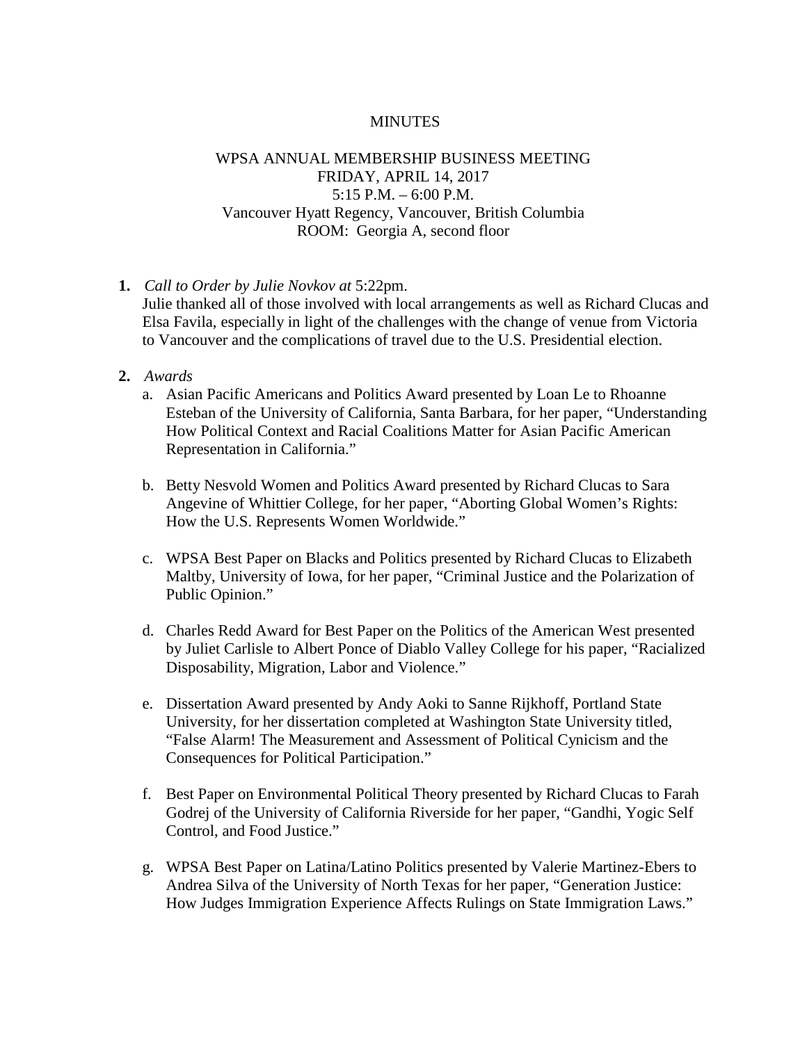MINUTES

WPSA ANNUAL MEMBERSHIP BUSINESS MEETING
FRIDAY, APRIL 14, 2017
5:15 P.M. – 6:00 P.M.
Vancouver Hyatt Regency, Vancouver, British Columbia
ROOM: Georgia A, second floor

1. *Call to Order by Julie Novkov at* 5:22pm.
   Julie thanked all of those involved with local arrangements as well as Richard Clucas and Elsa Favila, especially in light of the challenges with the change of venue from Victoria to Vancouver and the complications of travel due to the U.S. Presidential election.

2. *Awards*
   a. Asian Pacific Americans and Politics Award presented by Loan Le to Rhoanne Esteban of the University of California, Santa Barbara, for her paper, "Understanding How Political Context and Racial Coalitions Matter for Asian Pacific American Representation in California."

   b. Betty Nesvold Women and Politics Award presented by Richard Clucas to Sara Angevine of Whittier College, for her paper, "Aborting Global Women's Rights: How the U.S. Represents Women Worldwide."

   c. WPSA Best Paper on Blacks and Politics presented by Richard Clucas to Elizabeth Maltby, University of Iowa, for her paper, "Criminal Justice and the Polarization of Public Opinion."

   d. Charles Redd Award for Best Paper on the Politics of the American West presented by Juliet Carlisle to Albert Ponce of Diablo Valley College for his paper, "Racialized Disposability, Migration, Labor and Violence."

   e. Dissertation Award presented by Andy Aoki to Sanne Rijkhoff, Portland State University, for her dissertation completed at Washington State University titled, "False Alarm! The Measurement and Assessment of Political Cynicism and the Consequences for Political Participation."

   f. Best Paper on Environmental Political Theory presented by Richard Clucas to Farah Godrej of the University of California Riverside for her paper, "Gandhi, Yogic Self Control, and Food Justice."

   g. WPSA Best Paper on Latina/Latino Politics presented by Valerie Martinez-Ebers to Andrea Silva of the University of North Texas for her paper, "Generation Justice: How Judges Immigration Experience Affects Rulings on State Immigration Laws."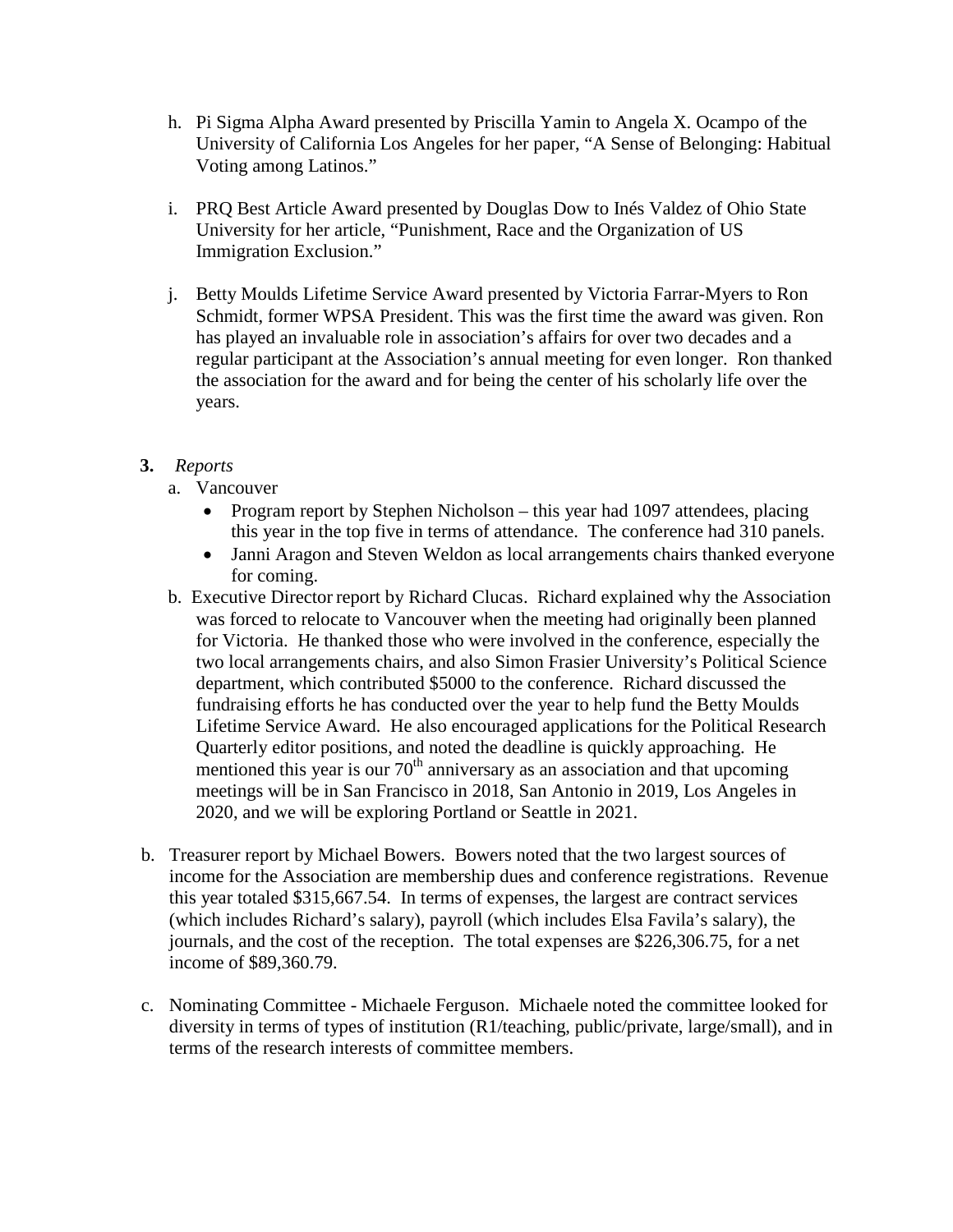h. Pi Sigma Alpha Award presented by Priscilla Yamin to Angela X. Ocampo of the University of California Los Angeles for her paper, "A Sense of Belonging: Habitual Voting among Latinos."

i. PRQ Best Article Award presented by Douglas Dow to Inés Valdez of Ohio State University for her article, "Punishment, Race and the Organization of US Immigration Exclusion."

j. Betty Moulds Lifetime Service Award presented by Victoria Farrar-Myers to Ron Schmidt, former WPSA President. This was the first time the award was given. Ron has played an invaluable role in association's affairs for over two decades and a regular participant at the Association's annual meeting for even longer. Ron thanked the association for the award and for being the center of his scholarly life over the years.

**3.** *Reports*

a. Vancouver
   - Program report by Stephen Nicholson – this year had 1097 attendees, placing this year in the top five in terms of attendance. The conference had 310 panels.
   - Janni Aragon and Steven Weldon as local arrangements chairs thanked everyone for coming.

b. Executive Director report by Richard Clucas. Richard explained why the Association was forced to relocate to Vancouver when the meeting had originally been planned for Victoria. He thanked those who were involved in the conference, especially the two local arrangements chairs, and also Simon Frasier University's Political Science department, which contributed $5000 to the conference. Richard discussed the fundraising efforts he has conducted over the year to help fund the Betty Moulds Lifetime Service Award. He also encouraged applications for the Political Research Quarterly editor positions, and noted the deadline is quickly approaching. He mentioned this year is our 70th anniversary as an association and that upcoming meetings will be in San Francisco in 2018, San Antonio in 2019, Los Angeles in 2020, and we will be exploring Portland or Seattle in 2021.

b. Treasurer report by Michael Bowers. Bowers noted that the two largest sources of income for the Association are membership dues and conference registrations. Revenue this year totaled $315,667.54. In terms of expenses, the largest are contract services (which includes Richard's salary), payroll (which includes Elsa Favila's salary), the journals, and the cost of the reception. The total expenses are $226,306.75, for a net income of $89,360.79.

c. Nominating Committee - Michaele Ferguson. Michaele noted the committee looked for diversity in terms of types of institution (R1/teaching, public/private, large/small), and in terms of the research interests of committee members.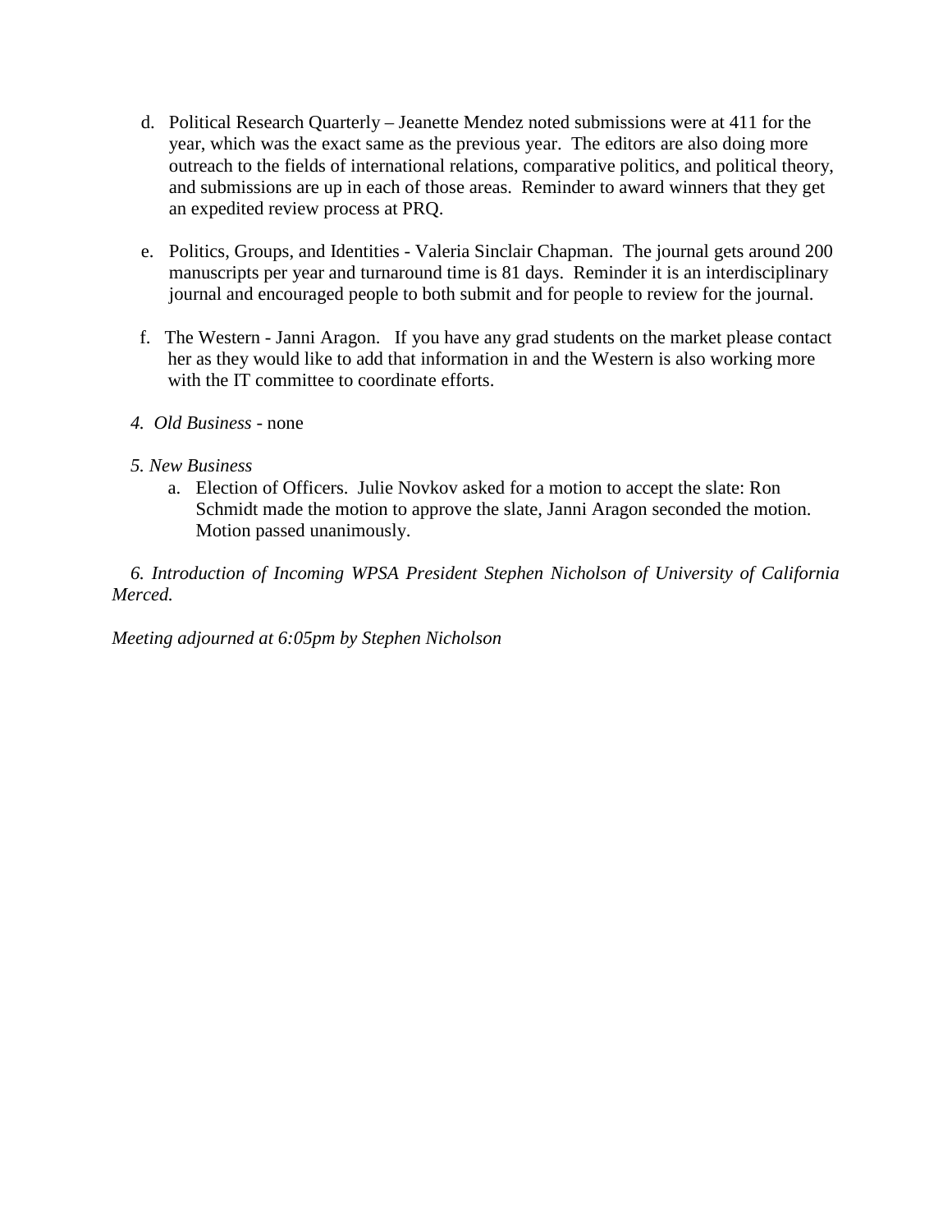d. Political Research Quarterly – Jeanette Mendez noted submissions were at 411 for the year, which was the exact same as the previous year. The editors are also doing more outreach to the fields of international relations, comparative politics, and political theory, and submissions are up in each of those areas. Reminder to award winners that they get an expedited review process at PRQ.

e. Politics, Groups, and Identities - Valeria Sinclair Chapman. The journal gets around 200 manuscripts per year and turnaround time is 81 days. Reminder it is an interdisciplinary journal and encouraged people to both submit and for people to review for the journal.

f. The Western - Janni Aragon. If you have any grad students on the market please contact her as they would like to add that information in and the Western is also working more with the IT committee to coordinate efforts.

4. *Old Business* - none

5. *New Business*

   a. Election of Officers. Julie Novkov asked for a motion to accept the slate: Ron Schmidt made the motion to approve the slate, Janni Aragon seconded the motion. Motion passed unanimously.

*6. Introduction of Incoming WPSA President Stephen Nicholson of University of California Merced.*

*Meeting adjourned at 6:05pm by Stephen Nicholson*